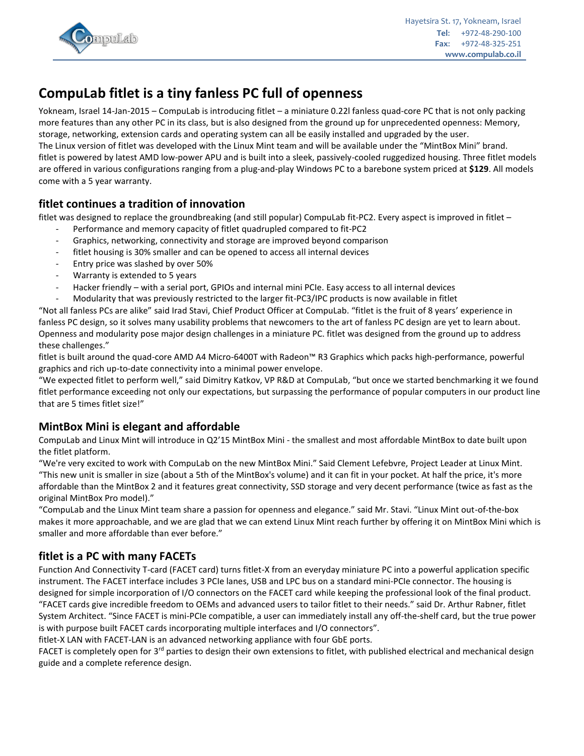# CompuLab fitlet is a tiny fanless PC full of openness

Yokneam, Israel 14-Jan-2015 – CompuLab is introducing fitlet – a miniature 0.22l fanless quad-core PC that is not only packing more features than any other PC in its class, but is also designed from the ground up for unprecedented openness: Memory, storage, networking, extension cards and operating system can all be easily installed and upgraded by the user.

The Linux version of fitlet was developed with the Linux Mint team and will be available under the "MintBox Mini" brand.

fitlet is powered by latest AMD low-power APU and is built into a sleek, passively-cooled ruggedized housing. Three fitlet models are offered in various configurations ranging from a plug-and-play Windows PC to a barebone system priced at **$129**. All models come with a 5 year warranty.

## fitlet continues a tradition of innovation

fitlet was designed to replace the groundbreaking (and still popular) CompuLab fit-PC2. Every aspect is improved in fitlet –

- Performance and memory capacity of fitlet quadrupled compared to fit-PC2
- Graphics, networking, connectivity and storage are improved beyond comparison
- fitlet housing is 30% smaller and can be opened to access all internal devices
- Entry price was slashed by over 50%
- Warranty is extended to 5 years
- Hacker friendly – with a serial port, GPIOs and internal mini PCIe. Easy access to all internal devices
- Modularity that was previously restricted to the larger fit-PC3/IPC products is now available in fitlet

"Not all fanless PCs are alike" said Irad Stavi, Chief Product Officer at CompuLab. "fitlet is the fruit of 8 years' experience in fanless PC design, so it solves many usability problems that newcomers to the art of fanless PC design are yet to learn about. Openness and modularity pose major design challenges in a miniature PC. fitlet was designed from the ground up to address these challenges."

fitlet is built around the quad-core AMD A4 Micro-6400T with Radeon™ R3 Graphics which packs high-performance, powerful graphics and rich up-to-date connectivity into a minimal power envelope.

"We expected fitlet to perform well," said Dimitry Katkov, VP R&D at CompuLab, "but once we started benchmarking it we found fitlet performance exceeding not only our expectations, but surpassing the performance of popular computers in our product line that are 5 times fitlet size!"

## MintBox Mini is elegant and affordable

CompuLab and Linux Mint will introduce in Q2'15 MintBox Mini - the smallest and most affordable MintBox to date built upon the fitlet platform.

"We're very excited to work with CompuLab on the new MintBox Mini." Said Clement Lefebvre, Project Leader at Linux Mint. "This new unit is smaller in size (about a 5th of the MintBox's volume) and it can fit in your pocket. At half the price, it's more affordable than the MintBox 2 and it features great connectivity, SSD storage and very decent performance (twice as fast as the original MintBox Pro model)."

"CompuLab and the Linux Mint team share a passion for openness and elegance." said Mr. Stavi. "Linux Mint out-of-the-box makes it more approachable, and we are glad that we can extend Linux Mint reach further by offering it on MintBox Mini which is smaller and more affordable than ever before."

## fitlet is a PC with many FACETs

Function And Connectivity T-card (FACET card) turns fitlet-X from an everyday miniature PC into a powerful application specific instrument. The FACET interface includes 3 PCIe lanes, USB and LPC bus on a standard mini-PCIe connector. The housing is designed for simple incorporation of I/O connectors on the FACET card while keeping the professional look of the final product.

"FACET cards give incredible freedom to OEMs and advanced users to tailor fitlet to their needs." said Dr. Arthur Rabner, fitlet System Architect. "Since FACET is mini-PCIe compatible, a user can immediately install any off-the-shelf card, but the true power is with purpose built FACET cards incorporating multiple interfaces and I/O connectors".

fitlet-X LAN with FACET-LAN is an advanced networking appliance with four GbE ports.

FACET is completely open for 3rd parties to design their own extensions to fitlet, with published electrical and mechanical design guide and a complete reference design.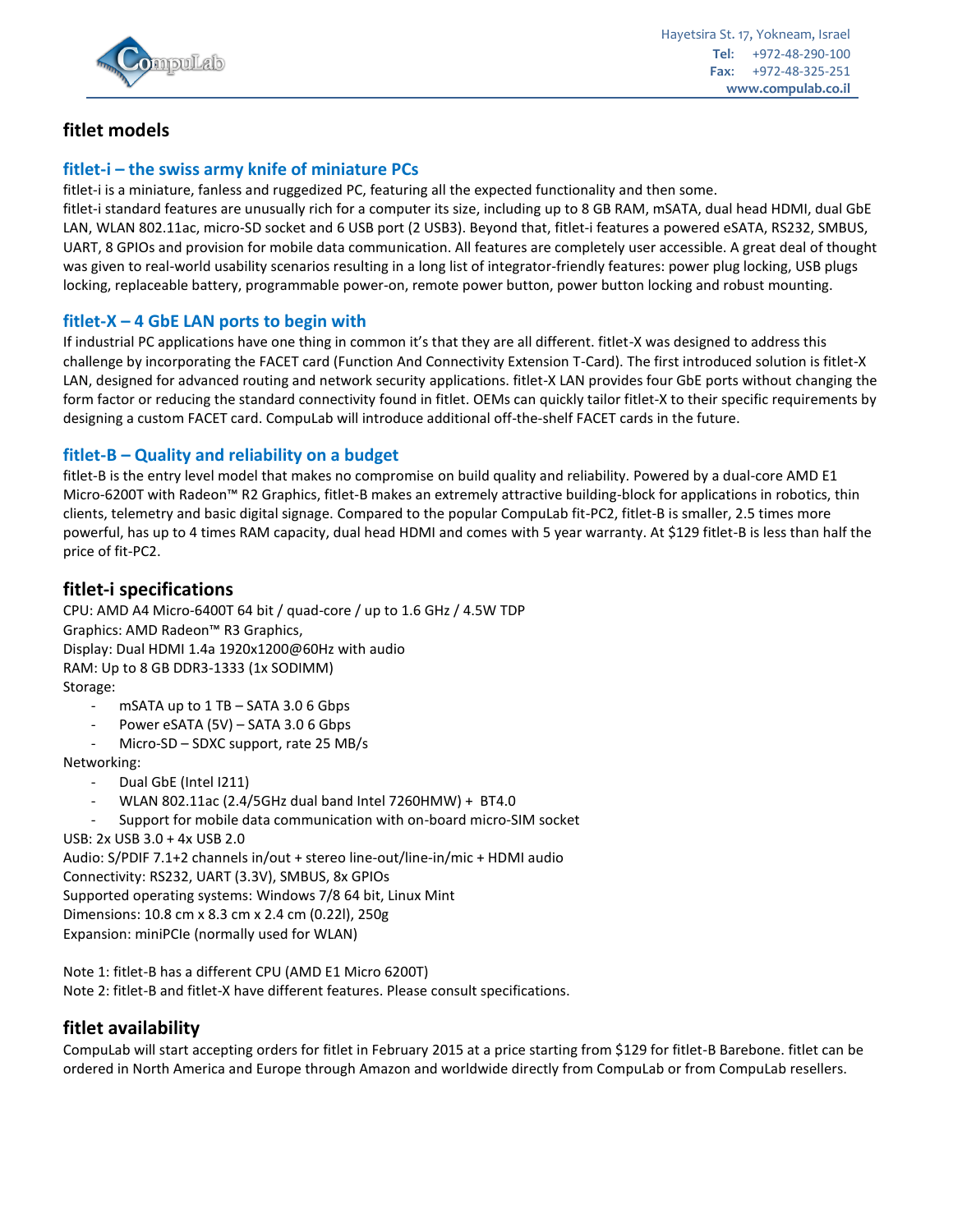## fitlet models

### fitlet-i – the swiss army knife of miniature PCs

fitlet-i is a miniature, fanless and ruggedized PC, featuring all the expected functionality and then some.
fitlet-i standard features are unusually rich for a computer its size, including up to 8 GB RAM, mSATA, dual head HDMI, dual GbE LAN, WLAN 802.11ac, micro-SD socket and 6 USB port (2 USB3). Beyond that, fitlet-i features a powered eSATA, RS232, SMBUS, UART, 8 GPIOs and provision for mobile data communication. All features are completely user accessible. A great deal of thought was given to real-world usability scenarios resulting in a long list of integrator-friendly features: power plug locking, USB plugs locking, replaceable battery, programmable power-on, remote power button, power button locking and robust mounting.

### fitlet-X – 4 GbE LAN ports to begin with

If industrial PC applications have one thing in common it's that they are all different. fitlet-X was designed to address this challenge by incorporating the FACET card (Function And Connectivity Extension T-Card). The first introduced solution is fitlet-X LAN, designed for advanced routing and network security applications. fitlet-X LAN provides four GbE ports without changing the form factor or reducing the standard connectivity found in fitlet. OEMs can quickly tailor fitlet-X to their specific requirements by designing a custom FACET card. CompuLab will introduce additional off-the-shelf FACET cards in the future.

### fitlet-B – Quality and reliability on a budget

fitlet-B is the entry level model that makes no compromise on build quality and reliability. Powered by a dual-core AMD E1 Micro-6200T with Radeon™ R2 Graphics, fitlet-B makes an extremely attractive building-block for applications in robotics, thin clients, telemetry and basic digital signage. Compared to the popular CompuLab fit-PC2, fitlet-B is smaller, 2.5 times more powerful, has up to 4 times RAM capacity, dual head HDMI and comes with 5 year warranty. At $129 fitlet-B is less than half the price of fit-PC2.

## fitlet-i specifications

CPU: AMD A4 Micro-6400T 64 bit / quad-core / up to 1.6 GHz / 4.5W TDP
Graphics: AMD Radeon™ R3 Graphics,
Display: Dual HDMI 1.4a 1920x1200@60Hz with audio
RAM: Up to 8 GB DDR3-1333 (1x SODIMM)
Storage:

- mSATA up to 1 TB – SATA 3.0 6 Gbps
- Power eSATA (5V) – SATA 3.0 6 Gbps
- Micro-SD – SDXC support, rate 25 MB/s

Networking:

- Dual GbE (Intel I211)
- WLAN 802.11ac (2.4/5GHz dual band Intel 7260HMW) + BT4.0
- Support for mobile data communication with on-board micro-SIM socket

USB: 2x USB 3.0 + 4x USB 2.0
Audio: S/PDIF 7.1+2 channels in/out + stereo line-out/line-in/mic + HDMI audio
Connectivity: RS232, UART (3.3V), SMBUS, 8x GPIOs
Supported operating systems: Windows 7/8 64 bit, Linux Mint
Dimensions: 10.8 cm x 8.3 cm x 2.4 cm (0.22l), 250g
Expansion: miniPCIe (normally used for WLAN)

Note 1: fitlet-B has a different CPU (AMD E1 Micro 6200T)
Note 2: fitlet-B and fitlet-X have different features. Please consult specifications.

## fitlet availability

CompuLab will start accepting orders for fitlet in February 2015 at a price starting from $129 for fitlet-B Barebone. fitlet can be ordered in North America and Europe through Amazon and worldwide directly from CompuLab or from CompuLab resellers.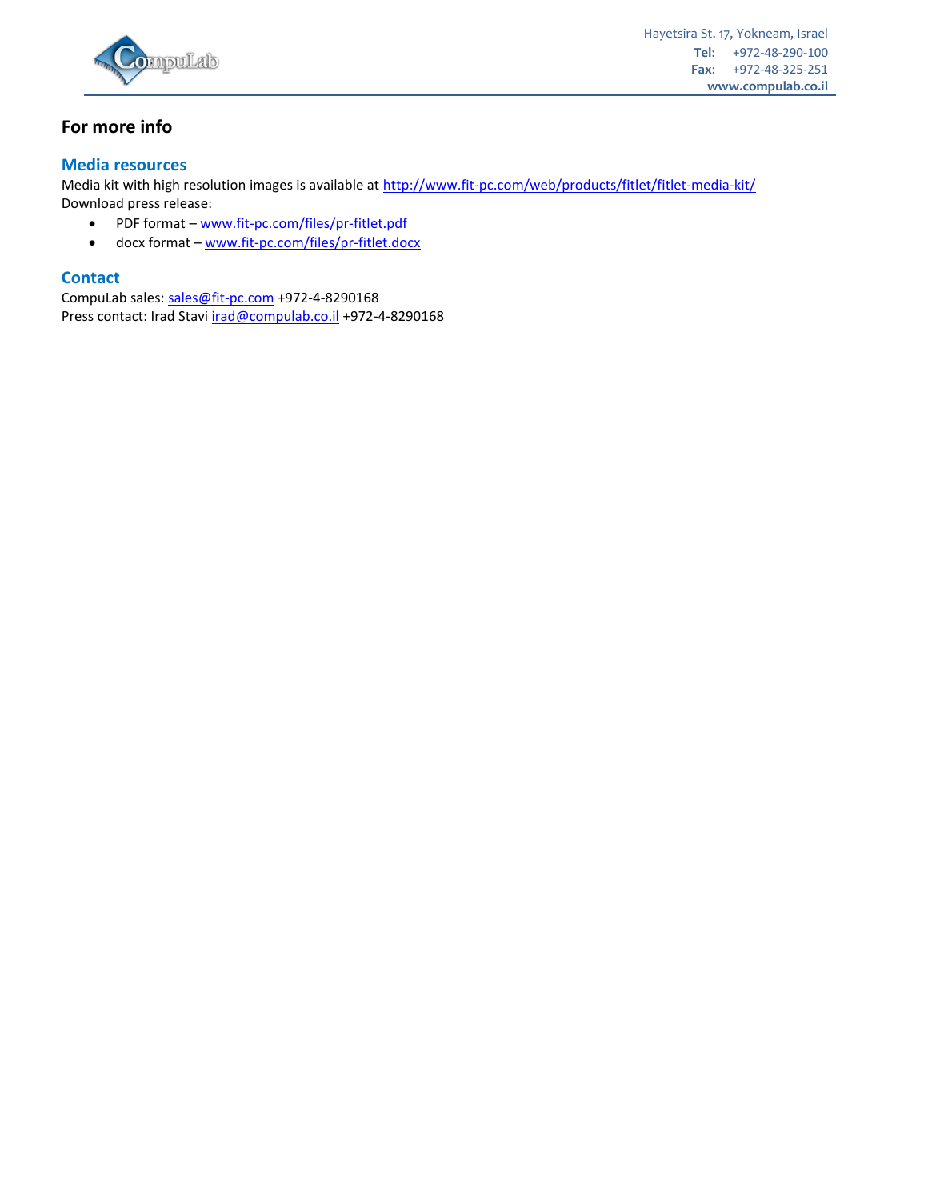## For more info

### Media resources

Media kit with high resolution images is available at http://www.fit-pc.com/web/products/fitlet/fitlet-media-kit/
Download press release:

- PDF format – www.fit-pc.com/files/pr-fitlet.pdf
- docx format – www.fit-pc.com/files/pr-fitlet.docx

### Contact

CompuLab sales: sales@fit-pc.com +972-4-8290168
Press contact: Irad Stavi irad@compulab.co.il +972-4-8290168